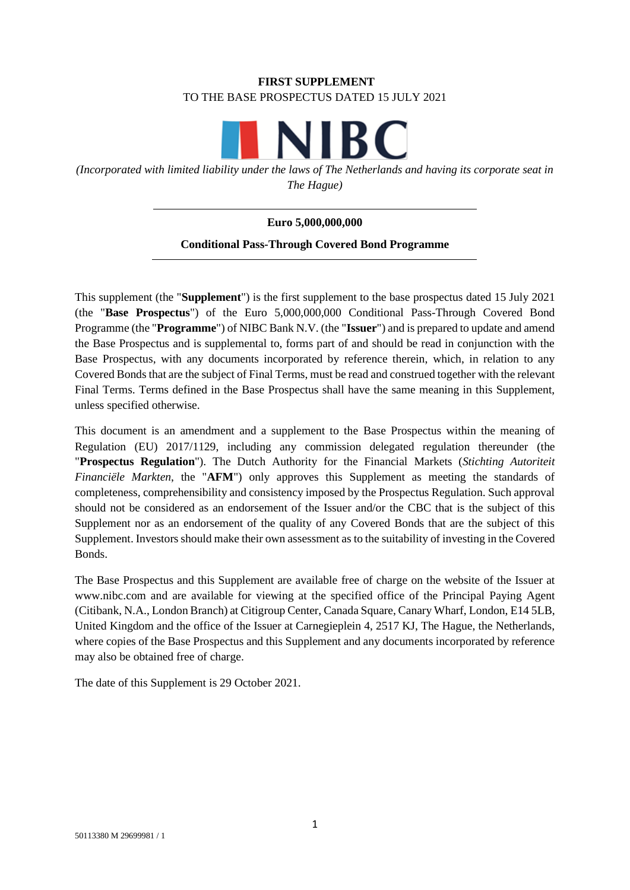**FIRST SUPPLEMENT**
TO THE BASE PROSPECTUS DATED 15 JULY 2021

# NIBC

*(Incorporated with limited liability under the laws of The Netherlands and having its corporate seat in The Hague)*

---

**Euro 5,000,000,000**

**Conditional Pass-Through Covered Bond Programme**

---

This supplement (the "**Supplement**") is the first supplement to the base prospectus dated 15 July 2021 (the "**Base Prospectus**") of the Euro 5,000,000,000 Conditional Pass-Through Covered Bond Programme (the "**Programme**") of NIBC Bank N.V. (the "**Issuer**") and is prepared to update and amend the Base Prospectus and is supplemental to, forms part of and should be read in conjunction with the Base Prospectus, with any documents incorporated by reference therein, which, in relation to any Covered Bonds that are the subject of Final Terms, must be read and construed together with the relevant Final Terms. Terms defined in the Base Prospectus shall have the same meaning in this Supplement, unless specified otherwise.

This document is an amendment and a supplement to the Base Prospectus within the meaning of Regulation (EU) 2017/1129, including any commission delegated regulation thereunder (the "**Prospectus Regulation**"). The Dutch Authority for the Financial Markets (*Stichting Autoriteit Financiële Markten*, the "**AFM**") only approves this Supplement as meeting the standards of completeness, comprehensibility and consistency imposed by the Prospectus Regulation. Such approval should not be considered as an endorsement of the Issuer and/or the CBC that is the subject of this Supplement nor as an endorsement of the quality of any Covered Bonds that are the subject of this Supplement. Investors should make their own assessment as to the suitability of investing in the Covered Bonds.

The Base Prospectus and this Supplement are available free of charge on the website of the Issuer at www.nibc.com and are available for viewing at the specified office of the Principal Paying Agent (Citibank, N.A., London Branch) at Citigroup Center, Canada Square, Canary Wharf, London, E14 5LB, United Kingdom and the office of the Issuer at Carnegieplein 4, 2517 KJ, The Hague, the Netherlands, where copies of the Base Prospectus and this Supplement and any documents incorporated by reference may also be obtained free of charge.

The date of this Supplement is 29 October 2021.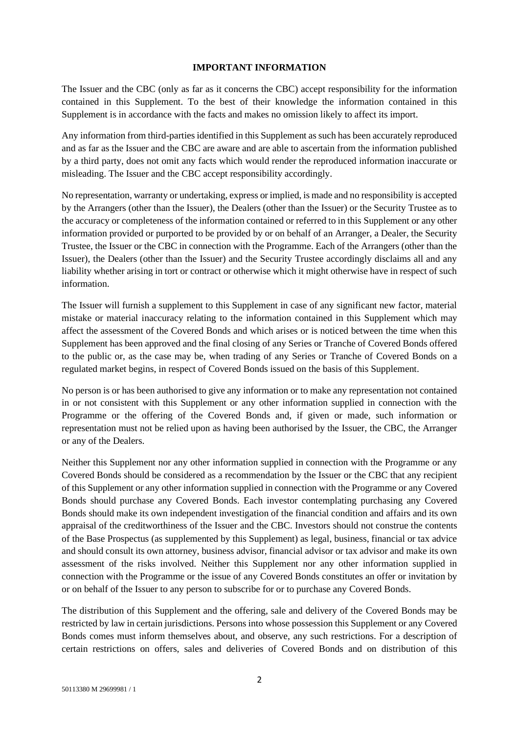## IMPORTANT INFORMATION

The Issuer and the CBC (only as far as it concerns the CBC) accept responsibility for the information contained in this Supplement. To the best of their knowledge the information contained in this Supplement is in accordance with the facts and makes no omission likely to affect its import.

Any information from third-parties identified in this Supplement as such has been accurately reproduced and as far as the Issuer and the CBC are aware and are able to ascertain from the information published by a third party, does not omit any facts which would render the reproduced information inaccurate or misleading. The Issuer and the CBC accept responsibility accordingly.

No representation, warranty or undertaking, express or implied, is made and no responsibility is accepted by the Arrangers (other than the Issuer), the Dealers (other than the Issuer) or the Security Trustee as to the accuracy or completeness of the information contained or referred to in this Supplement or any other information provided or purported to be provided by or on behalf of an Arranger, a Dealer, the Security Trustee, the Issuer or the CBC in connection with the Programme. Each of the Arrangers (other than the Issuer), the Dealers (other than the Issuer) and the Security Trustee accordingly disclaims all and any liability whether arising in tort or contract or otherwise which it might otherwise have in respect of such information.

The Issuer will furnish a supplement to this Supplement in case of any significant new factor, material mistake or material inaccuracy relating to the information contained in this Supplement which may affect the assessment of the Covered Bonds and which arises or is noticed between the time when this Supplement has been approved and the final closing of any Series or Tranche of Covered Bonds offered to the public or, as the case may be, when trading of any Series or Tranche of Covered Bonds on a regulated market begins, in respect of Covered Bonds issued on the basis of this Supplement.

No person is or has been authorised to give any information or to make any representation not contained in or not consistent with this Supplement or any other information supplied in connection with the Programme or the offering of the Covered Bonds and, if given or made, such information or representation must not be relied upon as having been authorised by the Issuer, the CBC, the Arranger or any of the Dealers.

Neither this Supplement nor any other information supplied in connection with the Programme or any Covered Bonds should be considered as a recommendation by the Issuer or the CBC that any recipient of this Supplement or any other information supplied in connection with the Programme or any Covered Bonds should purchase any Covered Bonds. Each investor contemplating purchasing any Covered Bonds should make its own independent investigation of the financial condition and affairs and its own appraisal of the creditworthiness of the Issuer and the CBC. Investors should not construe the contents of the Base Prospectus (as supplemented by this Supplement) as legal, business, financial or tax advice and should consult its own attorney, business advisor, financial advisor or tax advisor and make its own assessment of the risks involved. Neither this Supplement nor any other information supplied in connection with the Programme or the issue of any Covered Bonds constitutes an offer or invitation by or on behalf of the Issuer to any person to subscribe for or to purchase any Covered Bonds.

The distribution of this Supplement and the offering, sale and delivery of the Covered Bonds may be restricted by law in certain jurisdictions. Persons into whose possession this Supplement or any Covered Bonds comes must inform themselves about, and observe, any such restrictions. For a description of certain restrictions on offers, sales and deliveries of Covered Bonds and on distribution of this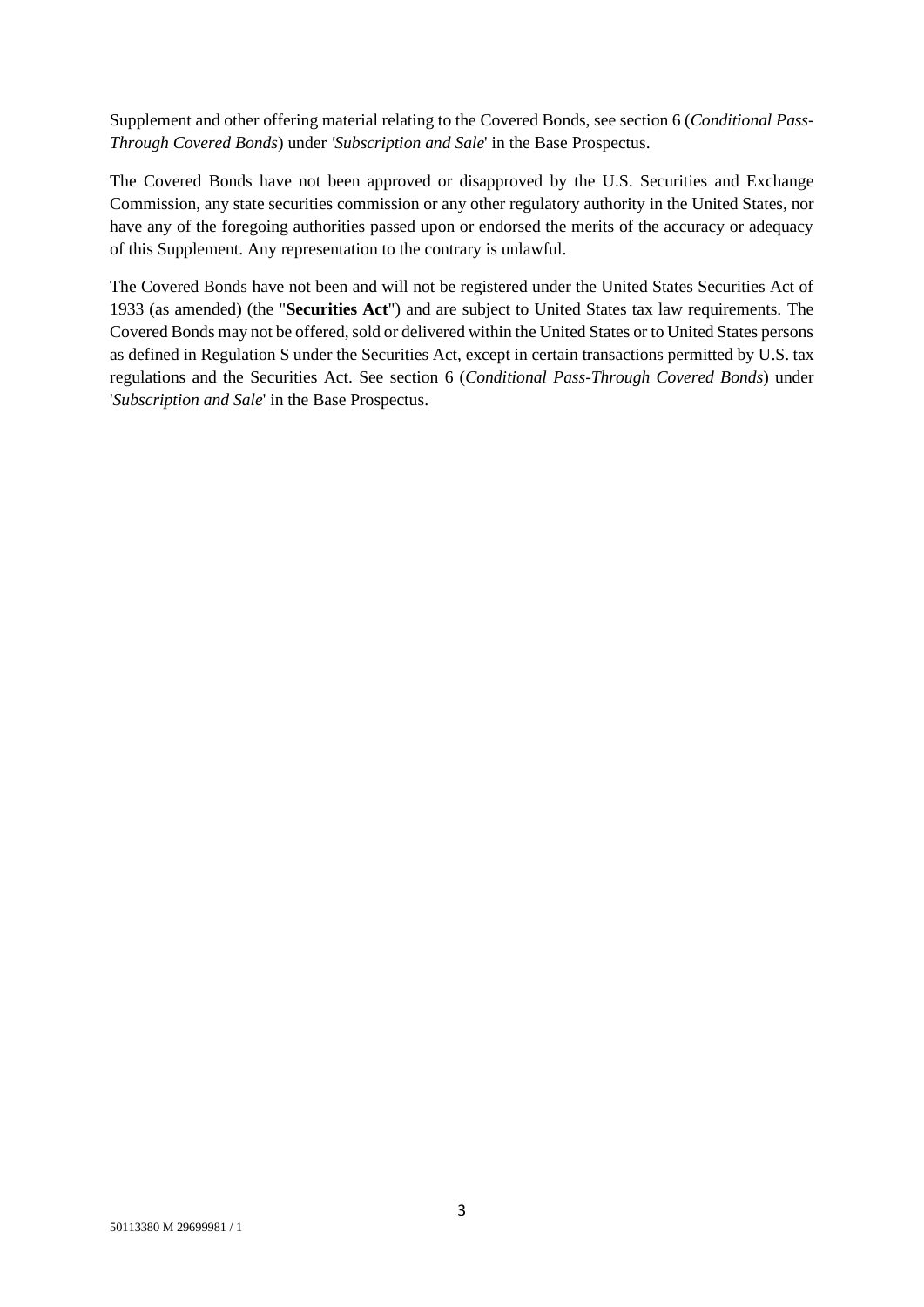Supplement and other offering material relating to the Covered Bonds, see section 6 (*Conditional Pass-Through Covered Bonds*) under *'Subscription and Sale*' in the Base Prospectus.

The Covered Bonds have not been approved or disapproved by the U.S. Securities and Exchange Commission, any state securities commission or any other regulatory authority in the United States, nor have any of the foregoing authorities passed upon or endorsed the merits of the accuracy or adequacy of this Supplement. Any representation to the contrary is unlawful.

The Covered Bonds have not been and will not be registered under the United States Securities Act of 1933 (as amended) (the "**Securities Act**") and are subject to United States tax law requirements. The Covered Bonds may not be offered, sold or delivered within the United States or to United States persons as defined in Regulation S under the Securities Act, except in certain transactions permitted by U.S. tax regulations and the Securities Act. See section 6 (*Conditional Pass-Through Covered Bonds*) under '*Subscription and Sale*' in the Base Prospectus.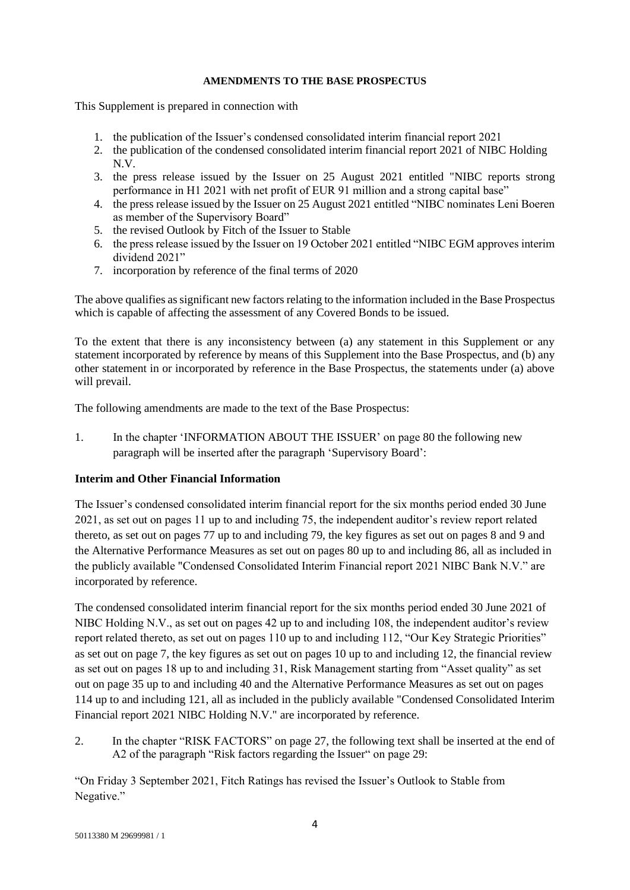**AMENDMENTS TO THE BASE PROSPECTUS**

This Supplement is prepared in connection with

1. the publication of the Issuer's condensed consolidated interim financial report 2021
2. the publication of the condensed consolidated interim financial report 2021 of NIBC Holding N.V.
3. the press release issued by the Issuer on 25 August 2021 entitled "NIBC reports strong performance in H1 2021 with net profit of EUR 91 million and a strong capital base"
4. the press release issued by the Issuer on 25 August 2021 entitled "NIBC nominates Leni Boeren as member of the Supervisory Board"
5. the revised Outlook by Fitch of the Issuer to Stable
6. the press release issued by the Issuer on 19 October 2021 entitled "NIBC EGM approves interim dividend 2021"
7. incorporation by reference of the final terms of 2020

The above qualifies as significant new factors relating to the information included in the Base Prospectus which is capable of affecting the assessment of any Covered Bonds to be issued.

To the extent that there is any inconsistency between (a) any statement in this Supplement or any statement incorporated by reference by means of this Supplement into the Base Prospectus, and (b) any other statement in or incorporated by reference in the Base Prospectus, the statements under (a) above will prevail.

The following amendments are made to the text of the Base Prospectus:

1. In the chapter 'INFORMATION ABOUT THE ISSUER' on page 80 the following new paragraph will be inserted after the paragraph 'Supervisory Board':

**Interim and Other Financial Information**

The Issuer's condensed consolidated interim financial report for the six months period ended 30 June 2021, as set out on pages 11 up to and including 75, the independent auditor's review report related thereto, as set out on pages 77 up to and including 79, the key figures as set out on pages 8 and 9 and the Alternative Performance Measures as set out on pages 80 up to and including 86, all as included in the publicly available "Condensed Consolidated Interim Financial report 2021 NIBC Bank N.V." are incorporated by reference.

The condensed consolidated interim financial report for the six months period ended 30 June 2021 of NIBC Holding N.V., as set out on pages 42 up to and including 108, the independent auditor's review report related thereto, as set out on pages 110 up to and including 112, "Our Key Strategic Priorities" as set out on page 7, the key figures as set out on pages 10 up to and including 12, the financial review as set out on pages 18 up to and including 31, Risk Management starting from "Asset quality" as set out on page 35 up to and including 40 and the Alternative Performance Measures as set out on pages 114 up to and including 121, all as included in the publicly available "Condensed Consolidated Interim Financial report 2021 NIBC Holding N.V." are incorporated by reference.

2. In the chapter "RISK FACTORS" on page 27, the following text shall be inserted at the end of A2 of the paragraph "Risk factors regarding the Issuer" on page 29:

"On Friday 3 September 2021, Fitch Ratings has revised the Issuer's Outlook to Stable from Negative."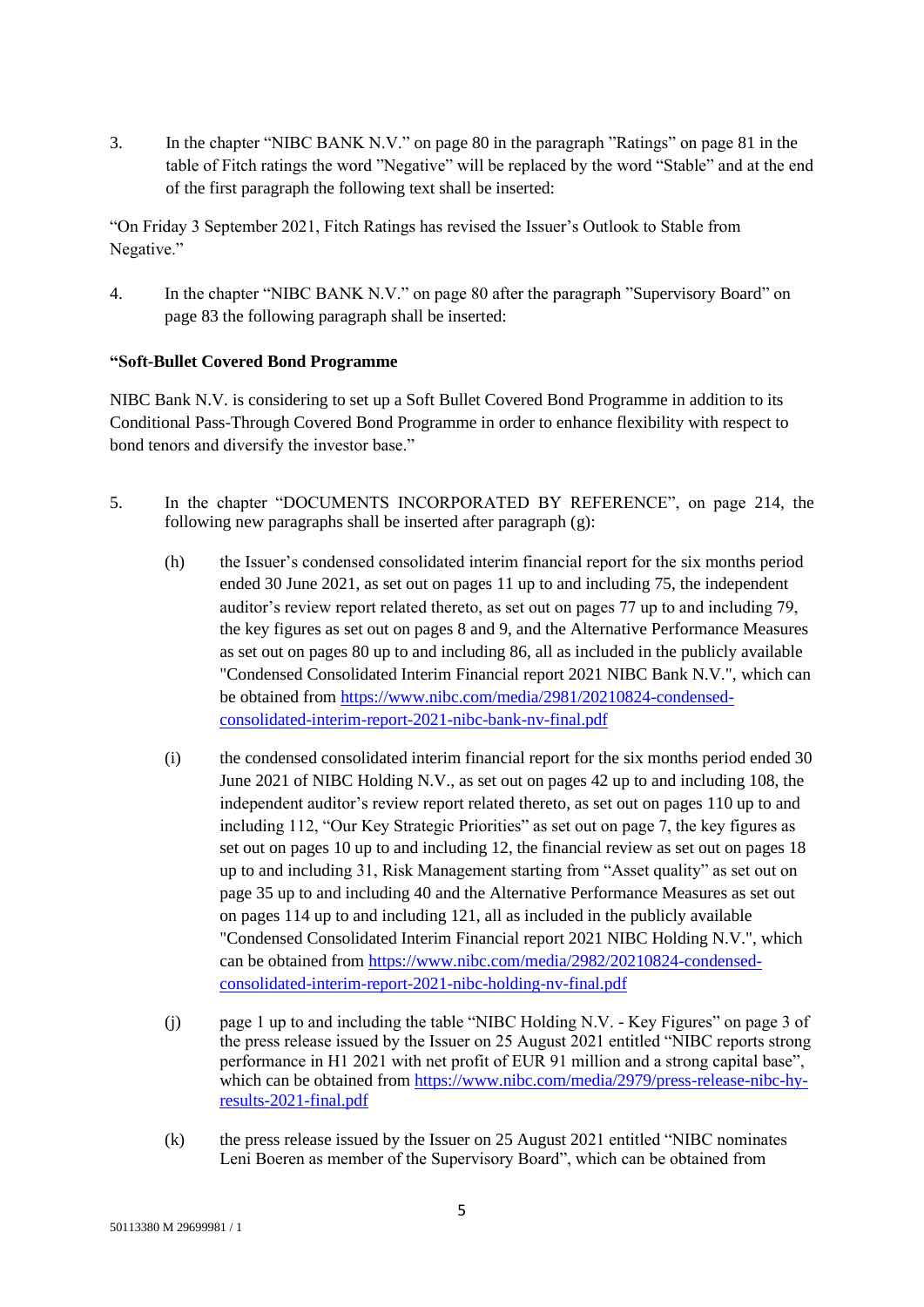3. In the chapter "NIBC BANK N.V." on page 80 in the paragraph "Ratings" on page 81 in the table of Fitch ratings the word "Negative" will be replaced by the word "Stable" and at the end of the first paragraph the following text shall be inserted:

"On Friday 3 September 2021, Fitch Ratings has revised the Issuer's Outlook to Stable from Negative."

4. In the chapter "NIBC BANK N.V." on page 80 after the paragraph "Supervisory Board" on page 83 the following paragraph shall be inserted:

**"Soft-Bullet Covered Bond Programme**

NIBC Bank N.V. is considering to set up a Soft Bullet Covered Bond Programme in addition to its Conditional Pass-Through Covered Bond Programme in order to enhance flexibility with respect to bond tenors and diversify the investor base."

5. In the chapter "DOCUMENTS INCORPORATED BY REFERENCE", on page 214, the following new paragraphs shall be inserted after paragraph (g):

   (h) the Issuer's condensed consolidated interim financial report for the six months period ended 30 June 2021, as set out on pages 11 up to and including 75, the independent auditor's review report related thereto, as set out on pages 77 up to and including 79, the key figures as set out on pages 8 and 9, and the Alternative Performance Measures as set out on pages 80 up to and including 86, all as included in the publicly available "Condensed Consolidated Interim Financial report 2021 NIBC Bank N.V.", which can be obtained from https://www.nibc.com/media/2981/20210824-condensed-consolidated-interim-report-2021-nibc-bank-nv-final.pdf

   (i) the condensed consolidated interim financial report for the six months period ended 30 June 2021 of NIBC Holding N.V., as set out on pages 42 up to and including 108, the independent auditor's review report related thereto, as set out on pages 110 up to and including 112, "Our Key Strategic Priorities" as set out on page 7, the key figures as set out on pages 10 up to and including 12, the financial review as set out on pages 18 up to and including 31, Risk Management starting from "Asset quality" as set out on page 35 up to and including 40 and the Alternative Performance Measures as set out on pages 114 up to and including 121, all as included in the publicly available "Condensed Consolidated Interim Financial report 2021 NIBC Holding N.V.", which can be obtained from https://www.nibc.com/media/2982/20210824-condensed-consolidated-interim-report-2021-nibc-holding-nv-final.pdf

   (j) page 1 up to and including the table "NIBC Holding N.V. - Key Figures" on page 3 of the press release issued by the Issuer on 25 August 2021 entitled "NIBC reports strong performance in H1 2021 with net profit of EUR 91 million and a strong capital base", which can be obtained from https://www.nibc.com/media/2979/press-release-nibc-hy-results-2021-final.pdf

   (k) the press release issued by the Issuer on 25 August 2021 entitled "NIBC nominates Leni Boeren as member of the Supervisory Board", which can be obtained from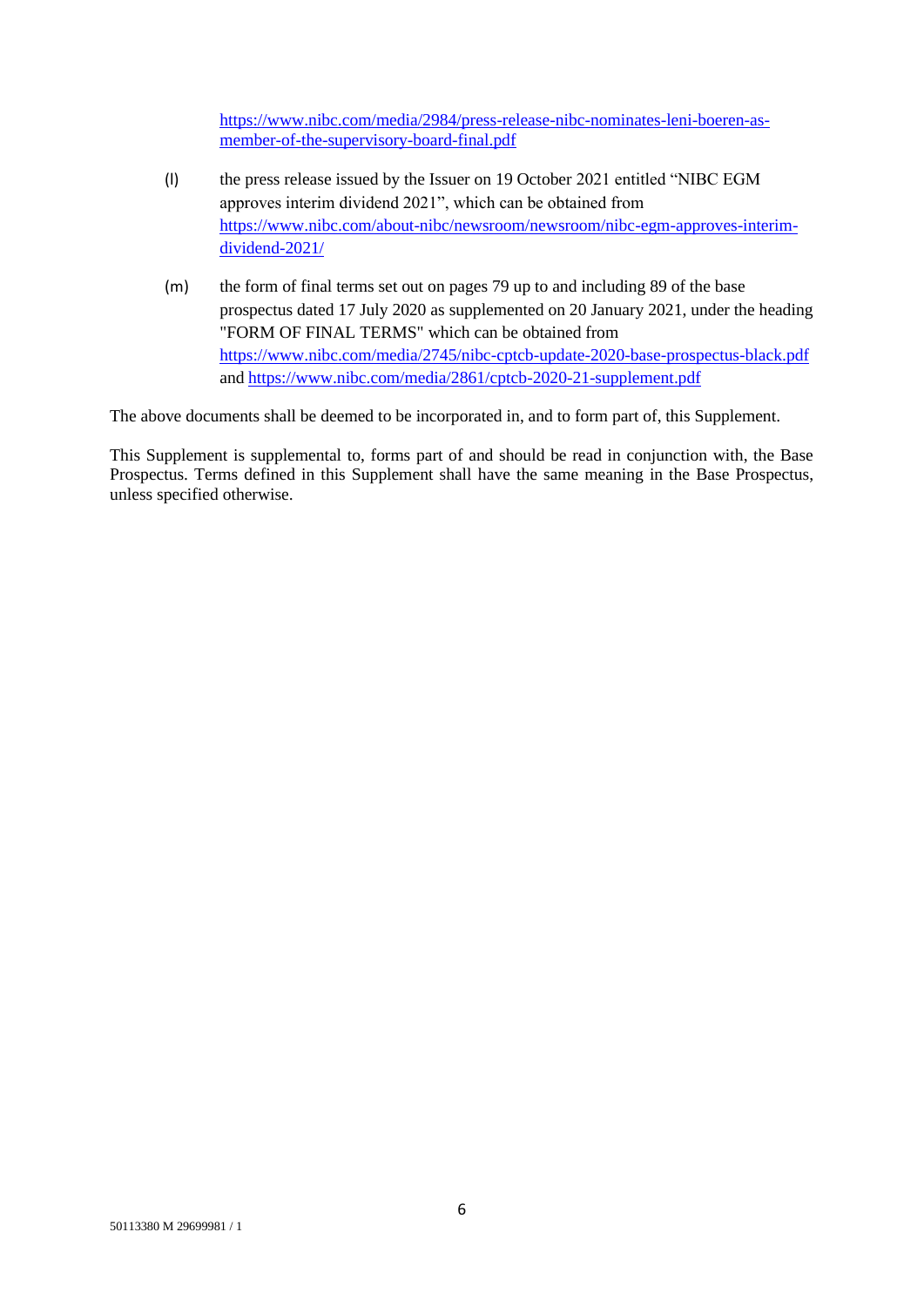https://www.nibc.com/media/2984/press-release-nibc-nominates-leni-boeren-as-member-of-the-supervisory-board-final.pdf

(l) the press release issued by the Issuer on 19 October 2021 entitled “NIBC EGM approves interim dividend 2021”, which can be obtained from https://www.nibc.com/about-nibc/newsroom/newsroom/nibc-egm-approves-interim-dividend-2021/

(m) the form of final terms set out on pages 79 up to and including 89 of the base prospectus dated 17 July 2020 as supplemented on 20 January 2021, under the heading "FORM OF FINAL TERMS" which can be obtained from https://www.nibc.com/media/2745/nibc-cptcb-update-2020-base-prospectus-black.pdf and https://www.nibc.com/media/2861/cptcb-2020-21-supplement.pdf

The above documents shall be deemed to be incorporated in, and to form part of, this Supplement.

This Supplement is supplemental to, forms part of and should be read in conjunction with, the Base Prospectus. Terms defined in this Supplement shall have the same meaning in the Base Prospectus, unless specified otherwise.